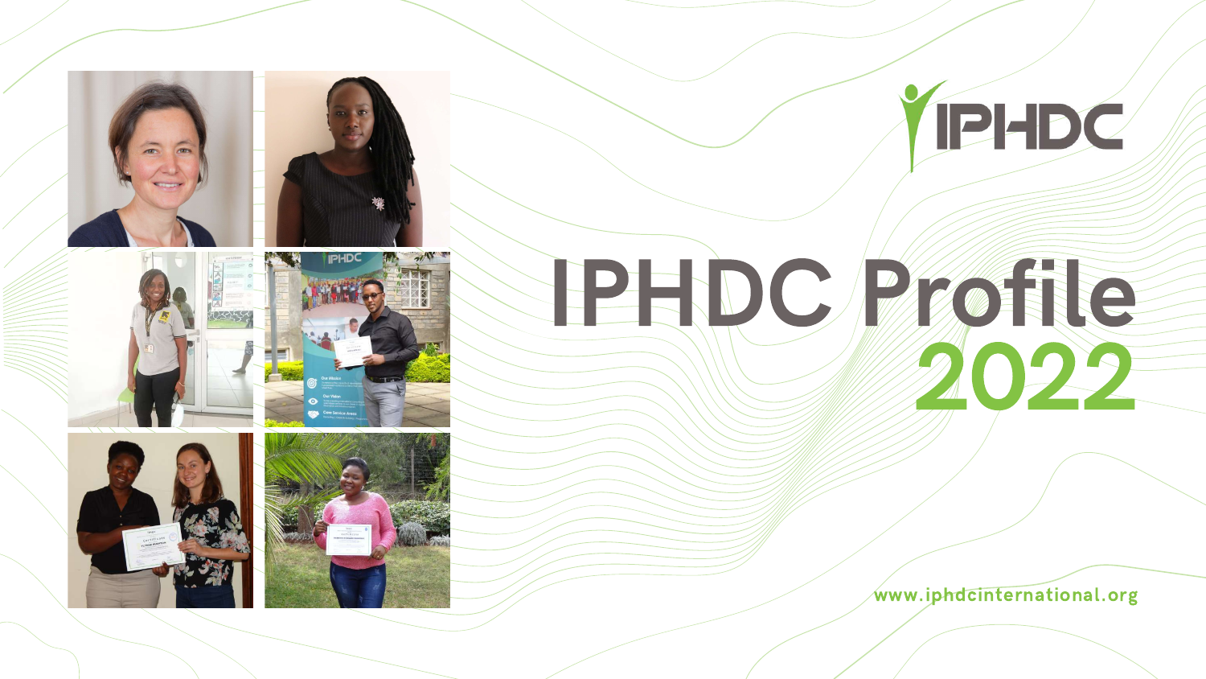IPHDC

# IPHDC Profile 2022

www.iphdcinternational.org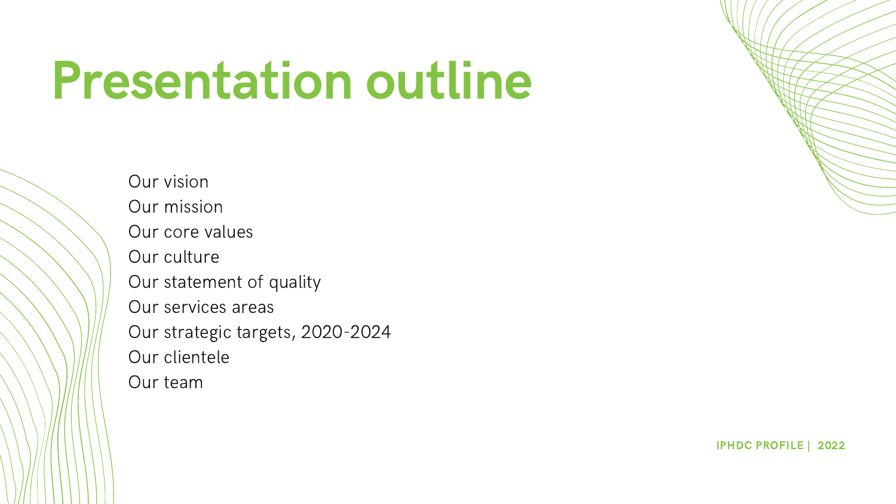# Presentation outline

- Our vision
- Our mission
- Our core values
- Our culture
- Our statement of quality
- Our services areas
- Our strategic targets, 2020-2024
- Our clientele
- Our team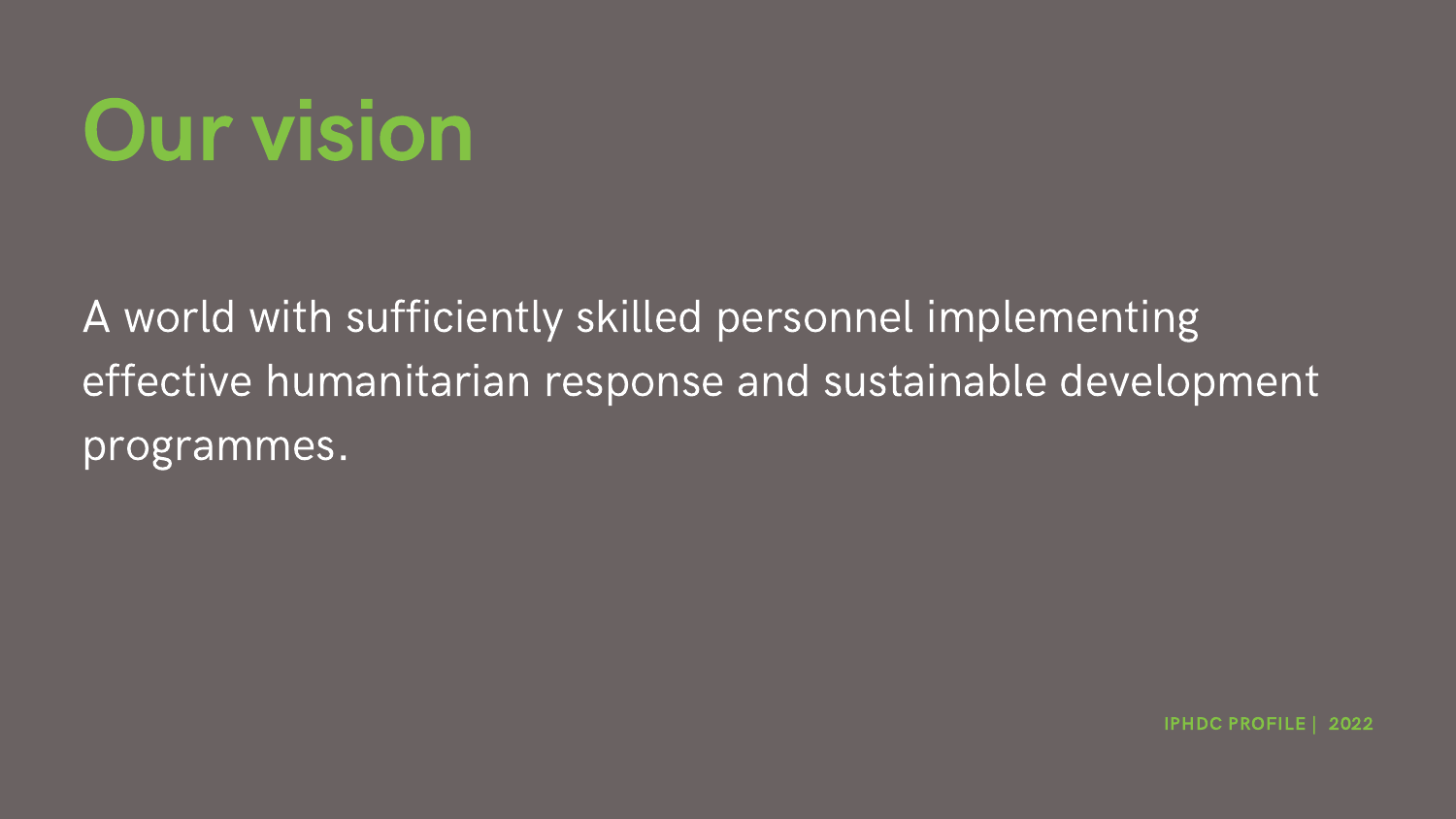# Our vision

A world with sufficiently skilled personnel implementing effective humanitarian response and sustainable development programmes.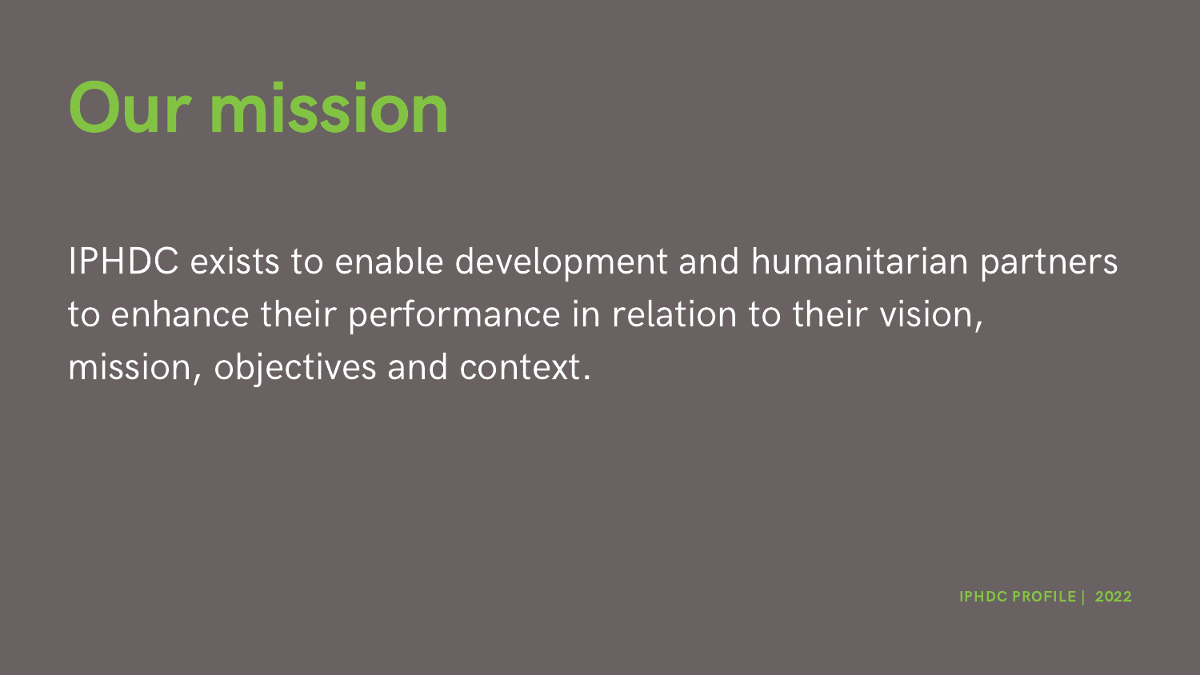# Our mission

IPHDC exists to enable development and humanitarian partners to enhance their performance in relation to their vision, mission, objectives and context.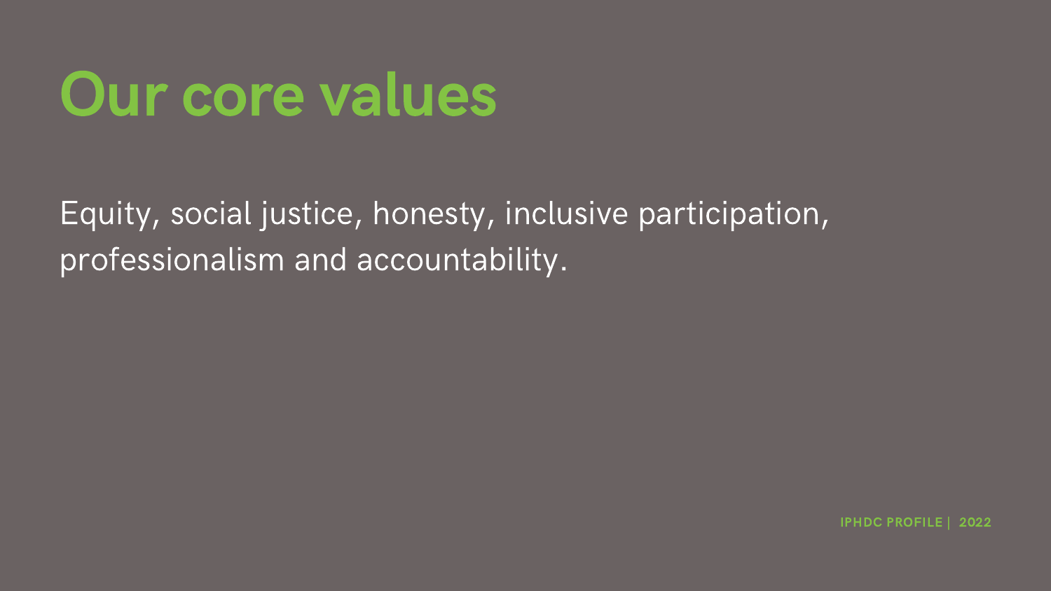# Our core values

Equity, social justice, honesty, inclusive participation, professionalism and accountability.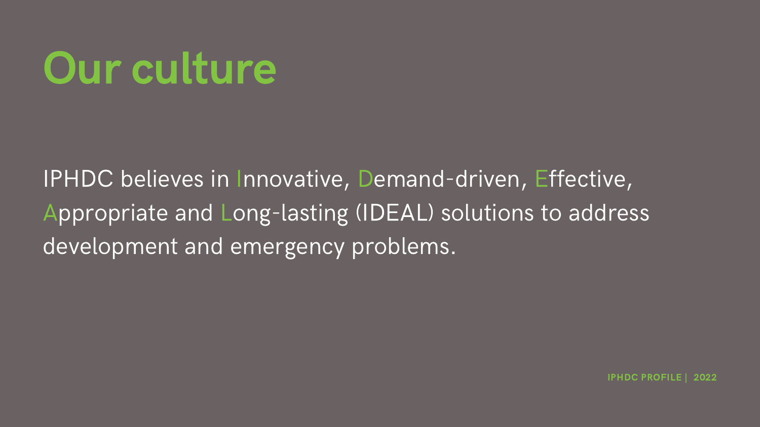# Our culture

IPHDC believes in Innovative, Demand-driven, Effective, Appropriate and Long-lasting (IDEAL) solutions to address development and emergency problems.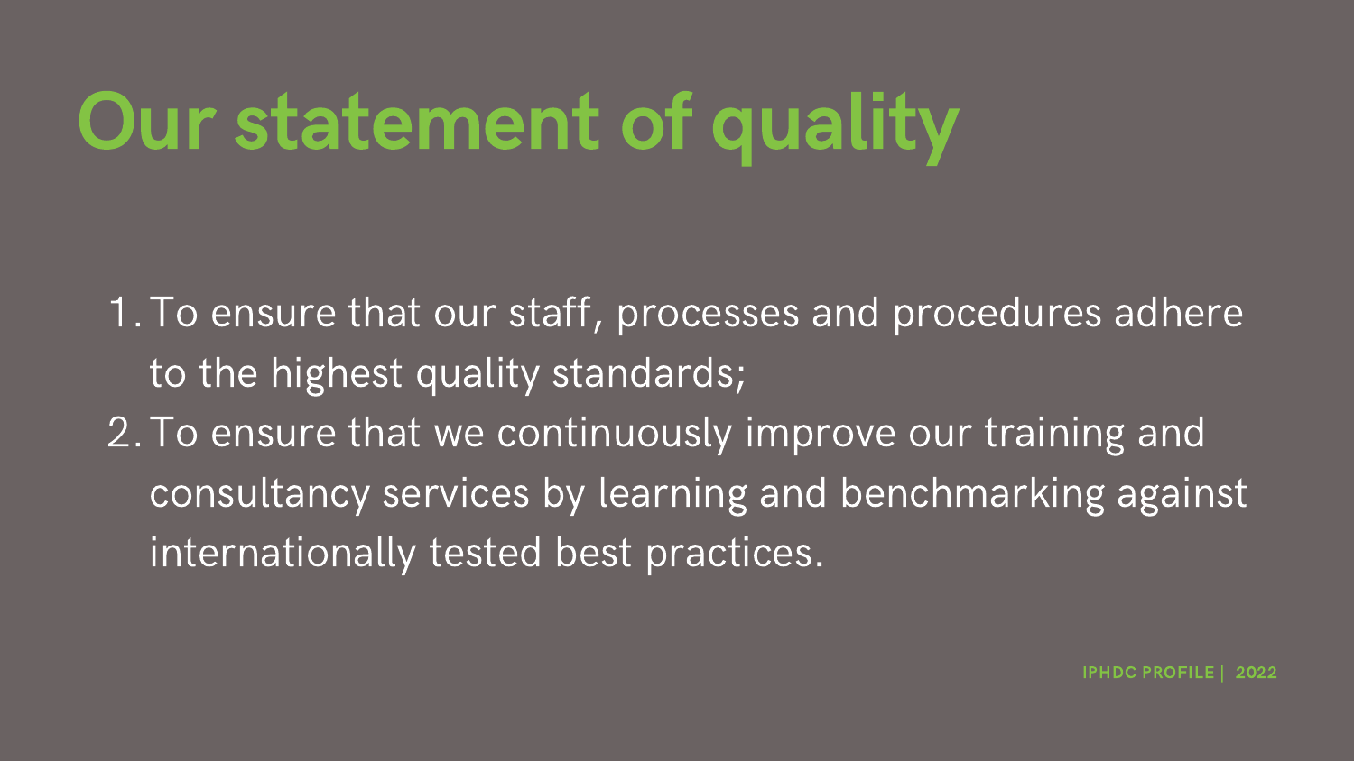# Our statement of quality

1. To ensure that our staff, processes and procedures adhere to the highest quality standards;
2. To ensure that we continuously improve our training and consultancy services by learning and benchmarking against internationally tested best practices.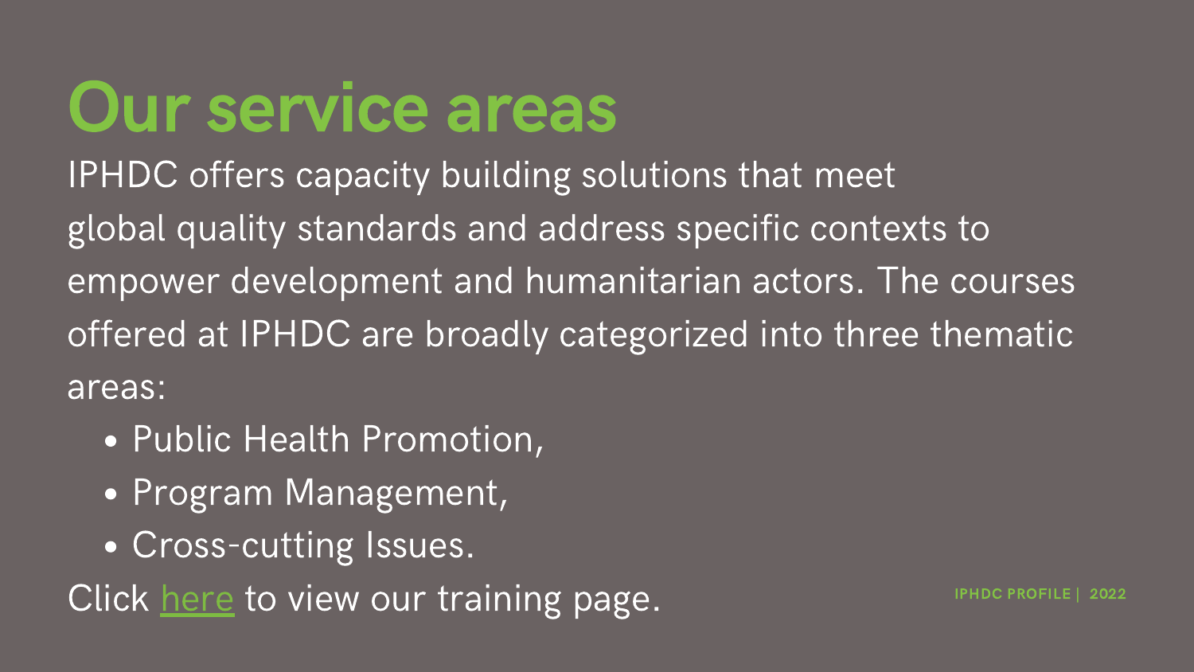# Our service areas

IPHDC offers capacity building solutions that meet global quality standards and address specific contexts to empower development and humanitarian actors. The courses offered at IPHDC are broadly categorized into three thematic areas:

- Public Health Promotion,
- Program Management,
- Cross-cutting Issues.

Click here to view our training page.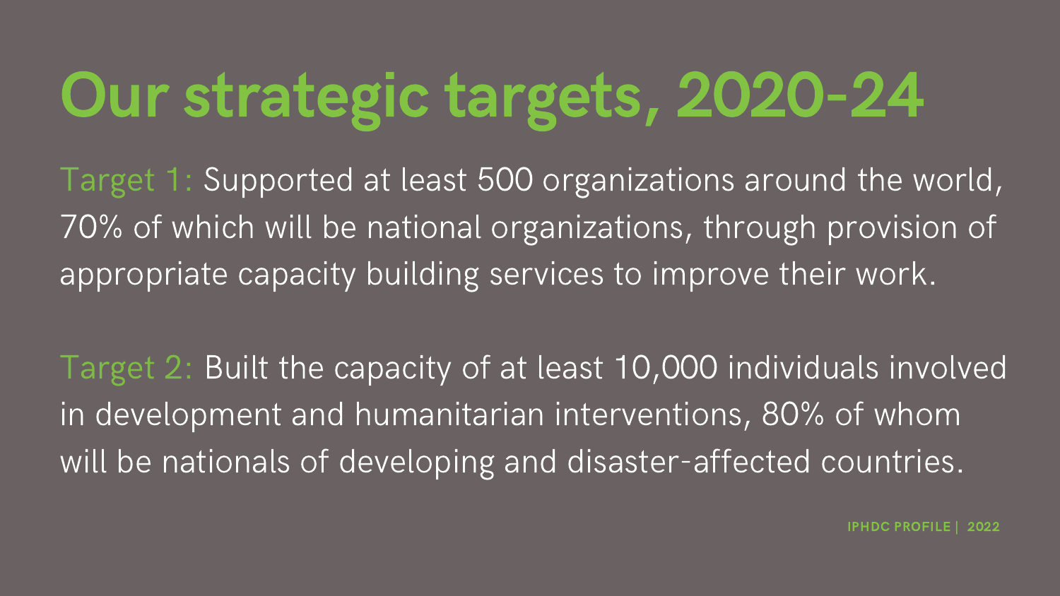# Our strategic targets, 2020-24

Target 1: Supported at least 500 organizations around the world, 70% of which will be national organizations, through provision of appropriate capacity building services to improve their work.

Target 2: Built the capacity of at least 10,000 individuals involved in development and humanitarian interventions, 80% of whom will be nationals of developing and disaster-affected countries.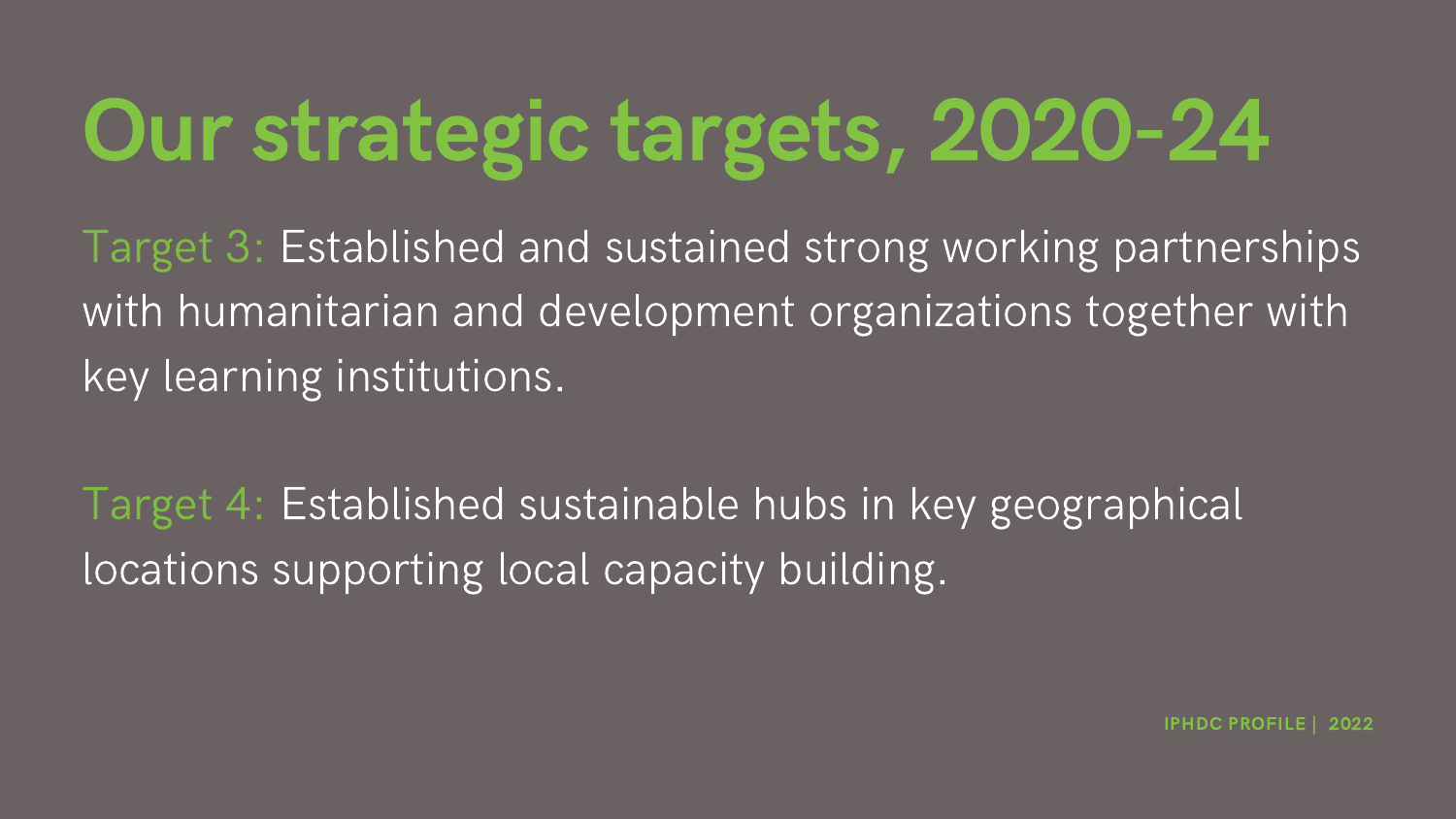# Our strategic targets, 2020-24

Target 3: Established and sustained strong working partnerships with humanitarian and development organizations together with key learning institutions.

Target 4: Established sustainable hubs in key geographical locations supporting local capacity building.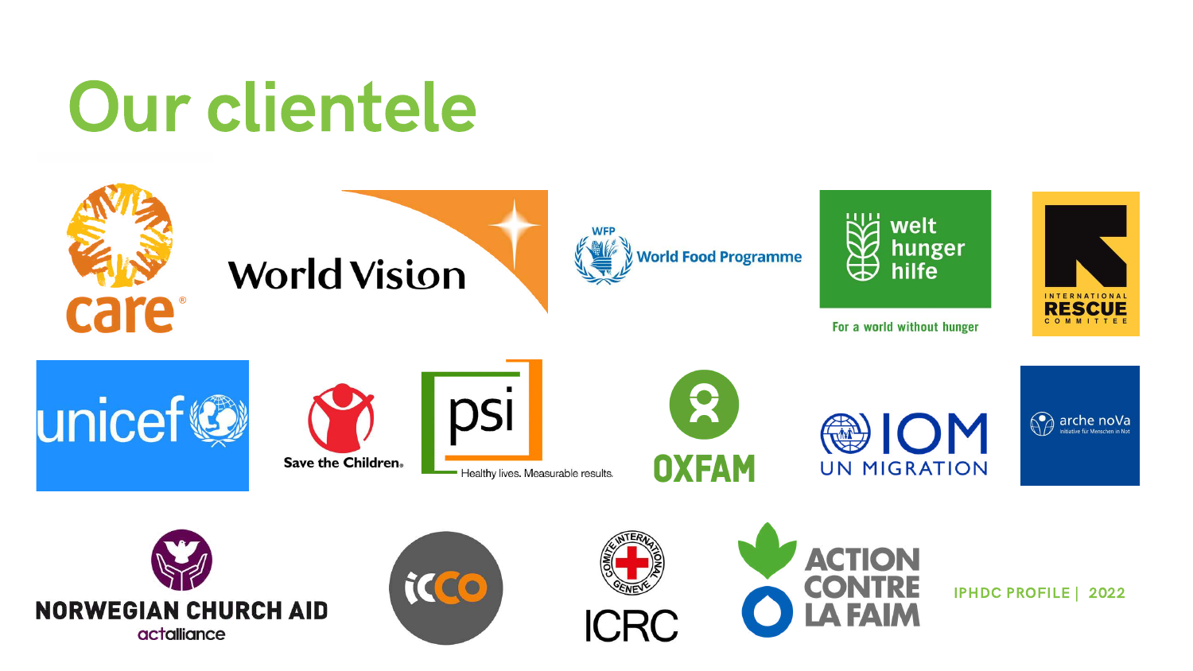# Our clientele

care

World Vision

WFP World Food Programme

welt hunger hilfe

For a world without hunger

INTERNATIONAL RESCUE COMMITTEE

unicef

Save the Children

psi

Healthy lives. Measurable results.

OXFAM

IOM UN MIGRATION

arche noVa

Initiative für Menschen in Not

NORWEGIAN CHURCH AID

actalliance

icco

ICRC

ACTION CONTRE LA FAIM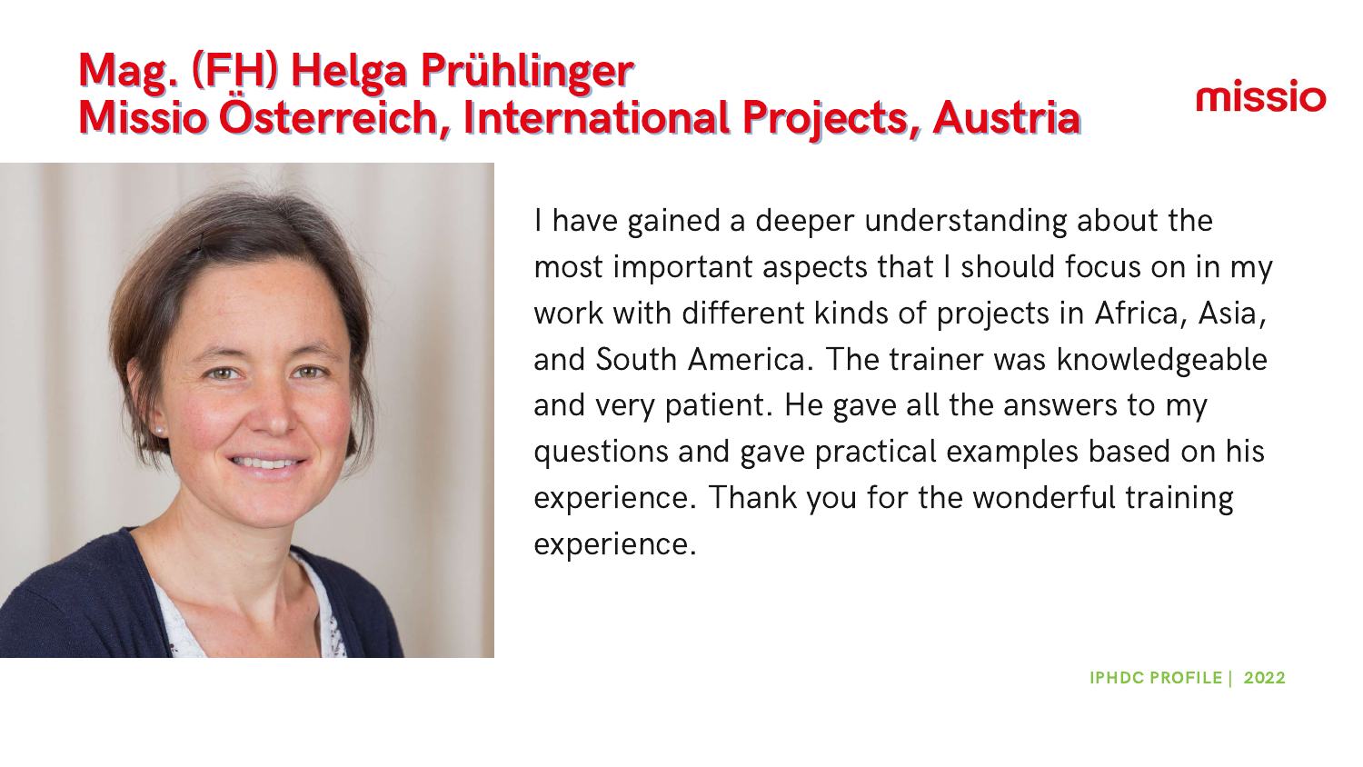# Mag. (FH) Helga Prühlinger
# Missio Österreich, International Projects, Austria

missio

I have gained a deeper understanding about the most important aspects that I should focus on in my work with different kinds of projects in Africa, Asia, and South America. The trainer was knowledgeable and very patient. He gave all the answers to my questions and gave practical examples based on his experience. Thank you for the wonderful training experience.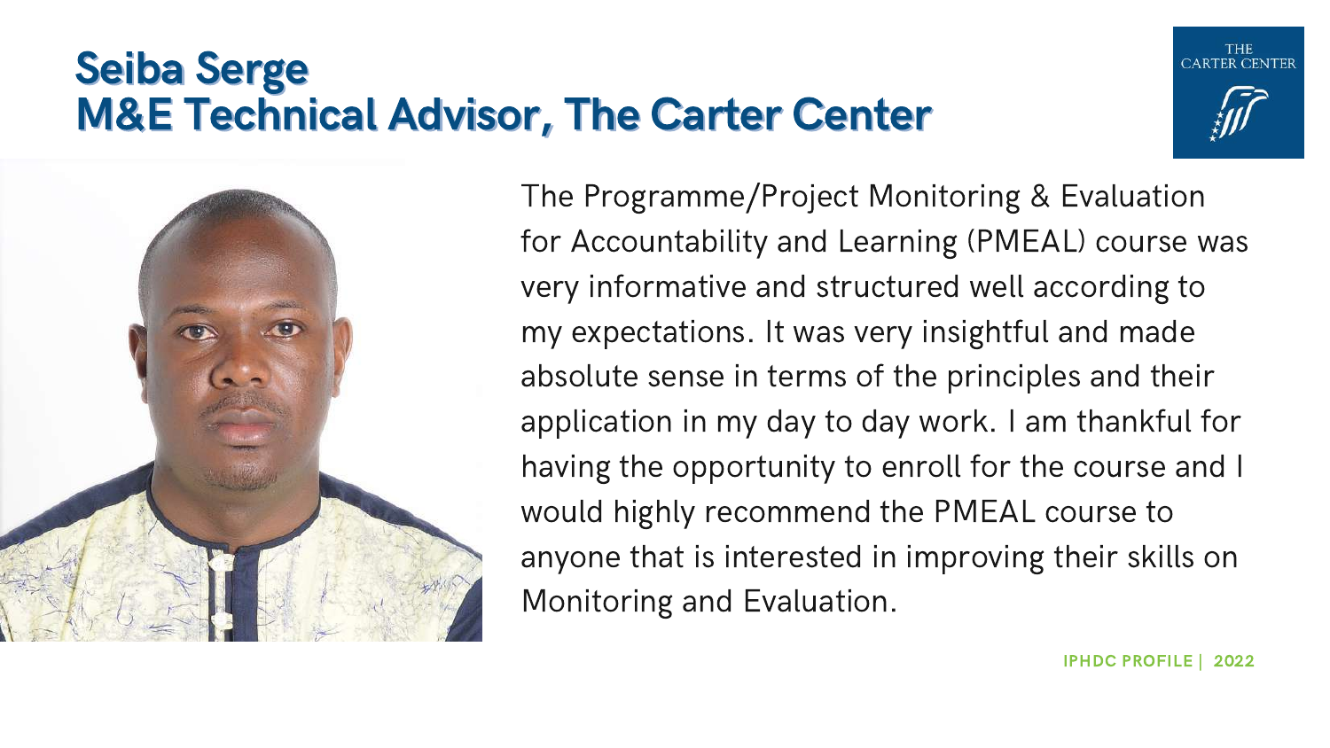# Seiba Serge
## M&E Technical Advisor, The Carter Center

The Programme/Project Monitoring & Evaluation for Accountability and Learning (PMEAL) course was very informative and structured well according to my expectations. It was very insightful and made absolute sense in terms of the principles and their application in my day to day work. I am thankful for having the opportunity to enroll for the course and I would highly recommend the PMEAL course to anyone that is interested in improving their skills on Monitoring and Evaluation.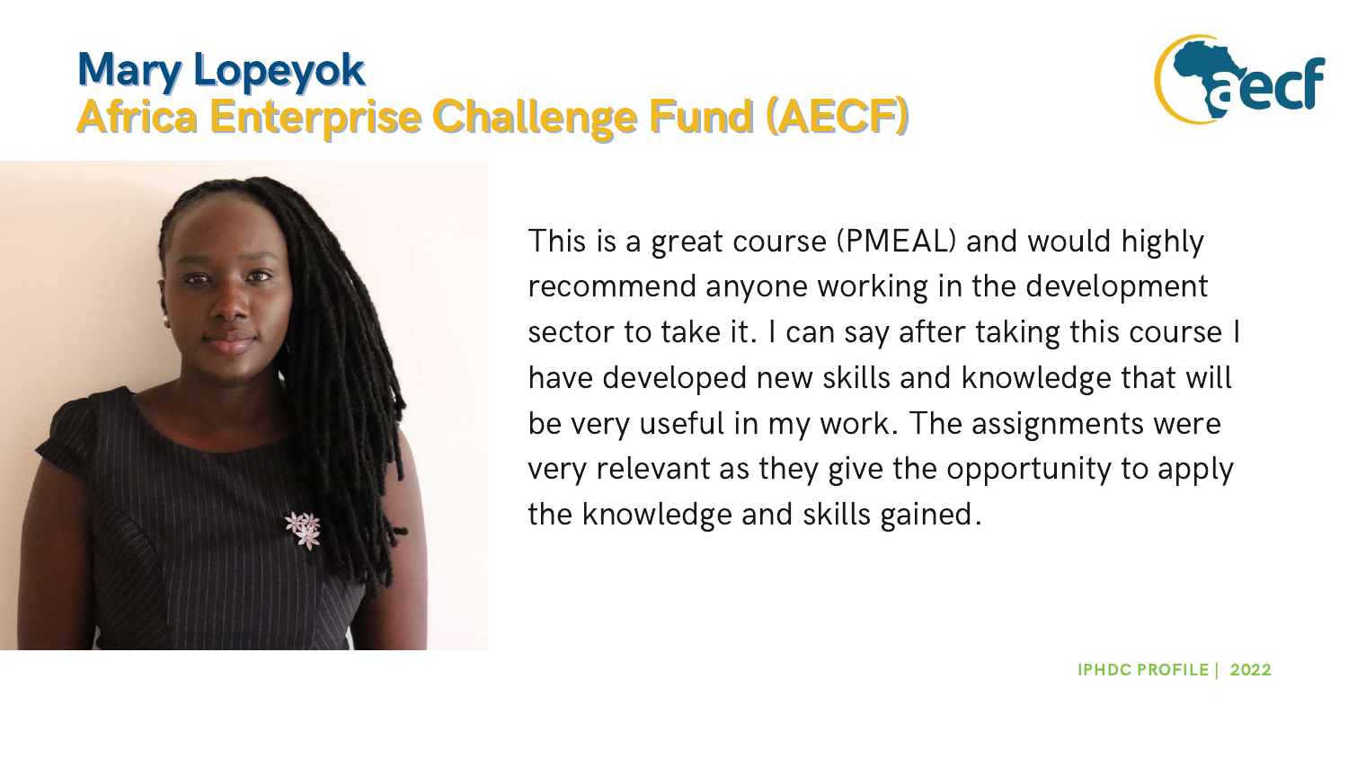# Mary Lopeyok

## Africa Enterprise Challenge Fund (AECF)

This is a great course (PMEAL) and would highly recommend anyone working in the development sector to take it. I can say after taking this course I have developed new skills and knowledge that will be very useful in my work. The assignments were very relevant as they give the opportunity to apply the knowledge and skills gained.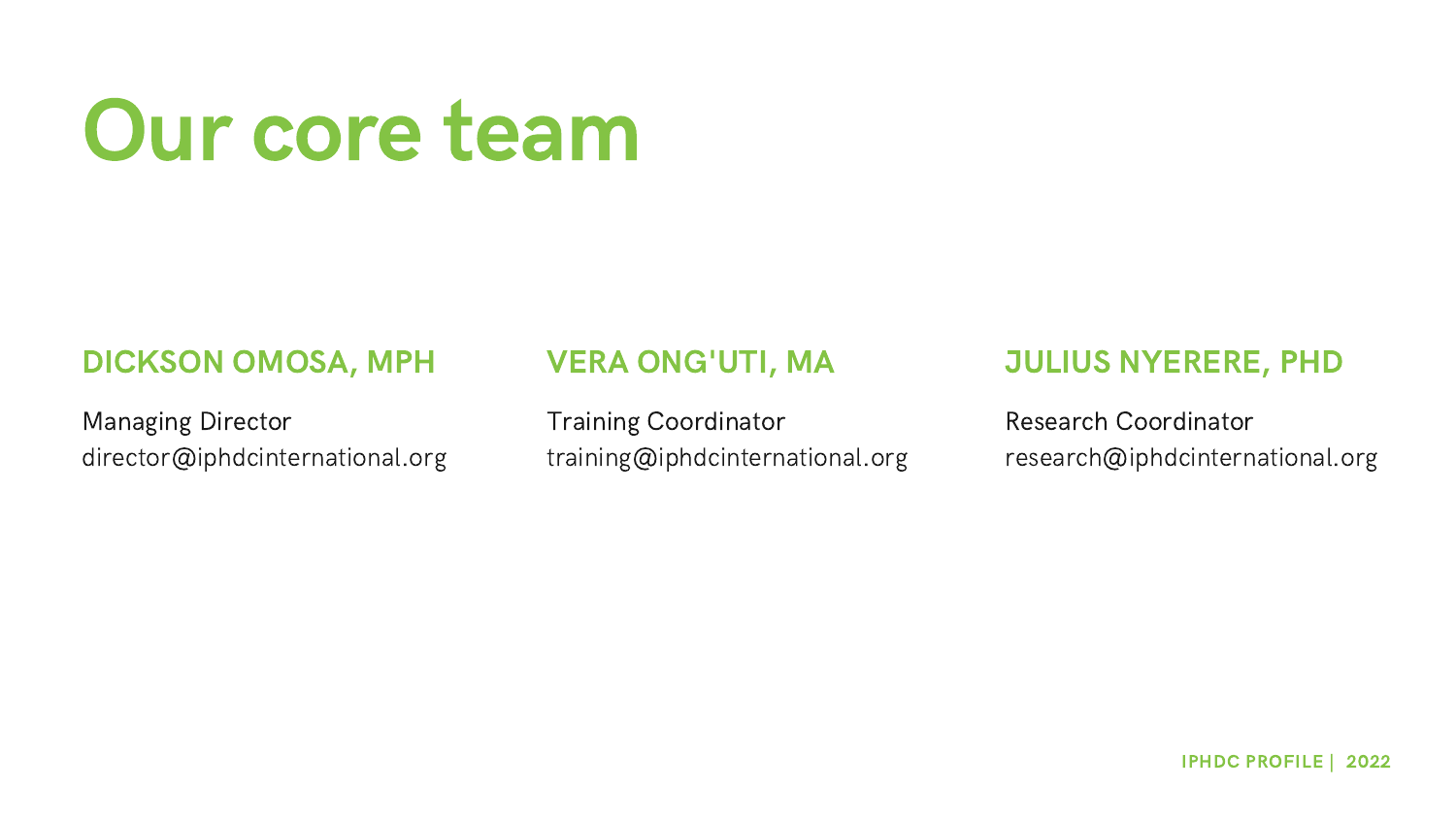# Our core team

### DICKSON OMOSA, MPH

Managing Director
director@iphdcinternational.org

### VERA ONG'UTI, MA

Training Coordinator
training@iphdcinternational.org

### JULIUS NYERERE, PHD

Research Coordinator
research@iphdcinternational.org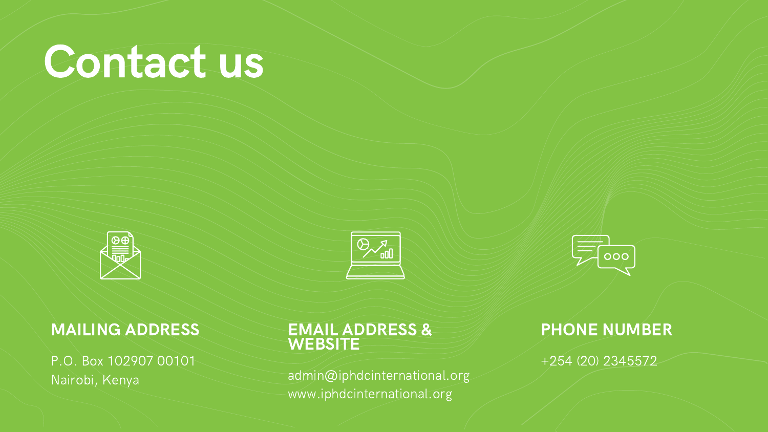# Contact us

## MAILING ADDRESS

P.O. Box 102907 00101
Nairobi, Kenya

## EMAIL ADDRESS & WEBSITE

admin@iphdcinternational.org
www.iphdcinternational.org

## PHONE NUMBER

+254 (20) 2345572